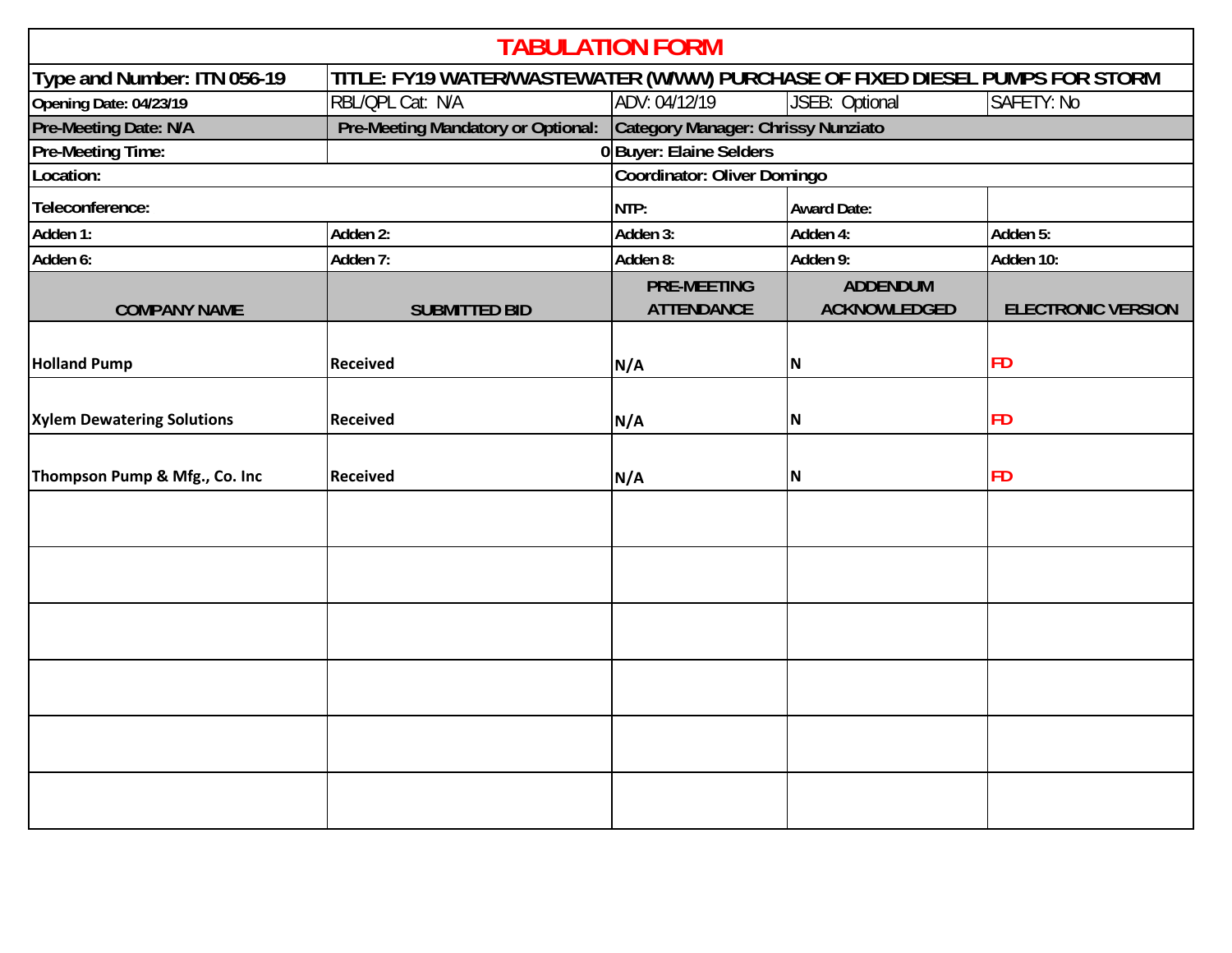# TABULATION FORM

| Type and Number: ITN 056-19 | TITLE: FY19 WATER/WASTEWATER (W/WW) PURCHASE OF FIXED DIESEL PUMPS FOR STORM | | | |
|---|---|---|---|---|
| Opening Date: 04/23/19 | RBL/QPL Cat: N/A | ADV: 04/12/19 | JSEB: Optional | SAFETY: No |
| Pre-Meeting Date: N/A | Pre-Meeting Mandatory or Optional: | Category Manager: Chrissy Nunziato | | |
| Pre-Meeting Time: | 0 | Buyer: Elaine Selders | | |
| Location: | | Coordinator: Oliver Domingo | | |
| Teleconference: | | NTP: | Award Date: | |
| Adden 1: | Adden 2: | Adden 3: | Adden 4: | Adden 5: |
| Adden 6: | Adden 7: | Adden 8: | Adden 9: | Adden 10: |

| COMPANY NAME | SUBMITTED BID | PRE-MEETING ATTENDANCE | ADDENDUM ACKNOWLEDGED | ELECTRONIC VERSION |
|---|---|---|---|---|
| Holland Pump | Received | N/A | N | FD |
| Xylem Dewatering Solutions | Received | N/A | N | FD |
| Thompson Pump & Mfg., Co. Inc | Received | N/A | N | FD |
| | | | | |
| | | | | |
| | | | | |
| | | | | |
| | | | | |
| | | | | |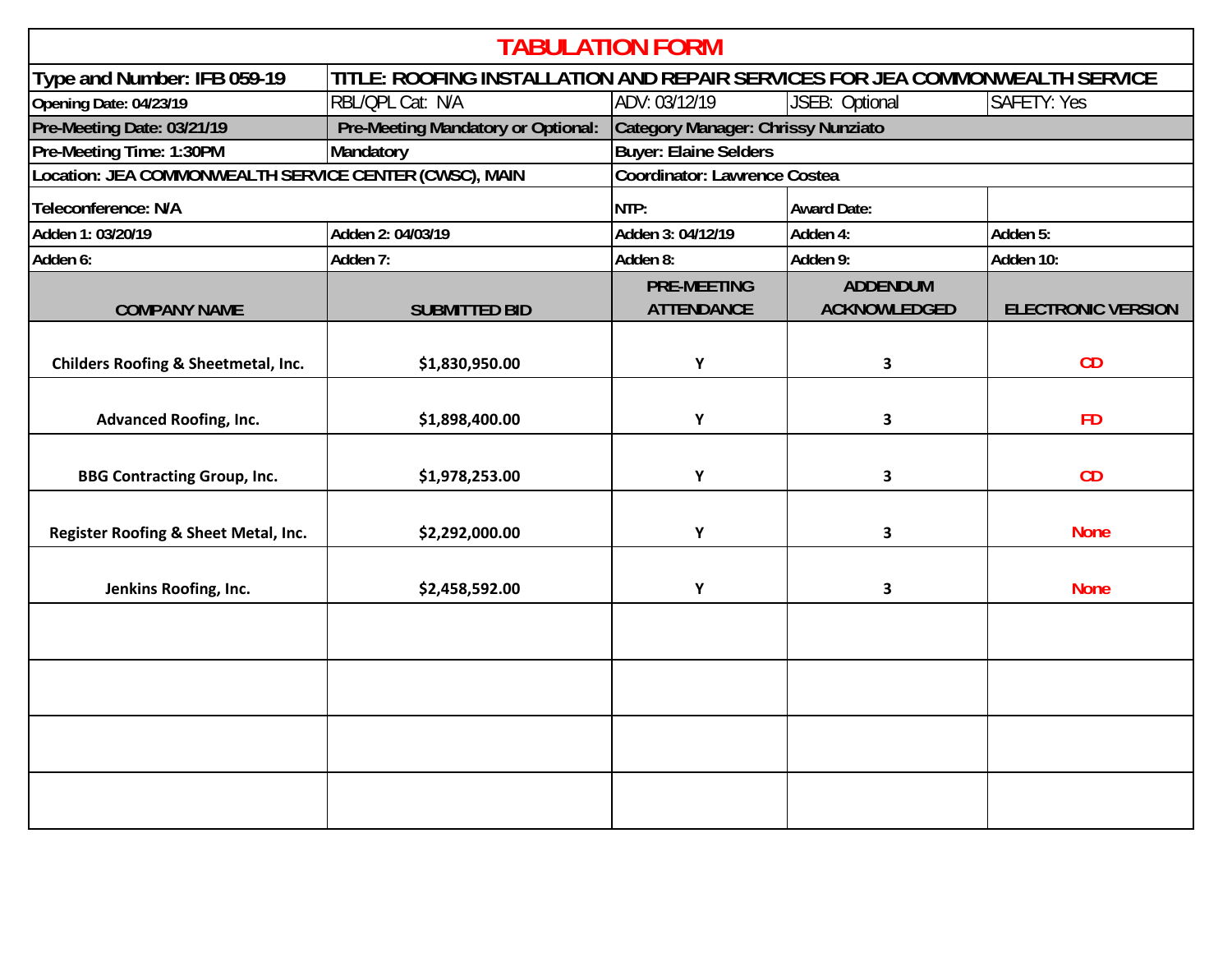# TABULATION FORM

| Type and Number: IFB 059-19 | TITLE: ROOFING INSTALLATION AND REPAIR SERVICES FOR JEA COMMONWEALTH SERVICE | | | |
|---|---|---|---|---|
| Opening Date: 04/23/19 | RBL/QPL Cat: N/A | ADV: 03/12/19 | JSEB: Optional | SAFETY: Yes |
| Pre-Meeting Date: 03/21/19 | Pre-Meeting Mandatory or Optional: | Category Manager: Chrissy Nunziato | | |
| Pre-Meeting Time: 1:30PM | Mandatory | Buyer: Elaine Selders | | |
| Location: JEA COMMONWEALTH SERVICE CENTER (CWSC), MAIN | | Coordinator: Lawrence Costea | | |
| Teleconference: N/A | | NTP: | Award Date: | |
| Adden 1: 03/20/19 | Adden 2: 04/03/19 | Adden 3: 04/12/19 | Adden 4: | Adden 5: |
| Adden 6: | Adden 7: | Adden 8: | Adden 9: | Adden 10: |

| COMPANY NAME | SUBMITTED BID | PRE-MEETING ATTENDANCE | ADDENDUM ACKNOWLEDGED | ELECTRONIC VERSION |
|---|---|---|---|---|
| Childers Roofing & Sheetmetal, Inc. | $1,830,950.00 | Y | 3 | CD |
| Advanced Roofing, Inc. | $1,898,400.00 | Y | 3 | FD |
| BBG Contracting Group, Inc. | $1,978,253.00 | Y | 3 | CD |
| Register Roofing & Sheet Metal, Inc. | $2,292,000.00 | Y | 3 | None |
| Jenkins Roofing, Inc. | $2,458,592.00 | Y | 3 | None |
| | | | | |
| | | | | |
| | | | | |
| | | | | |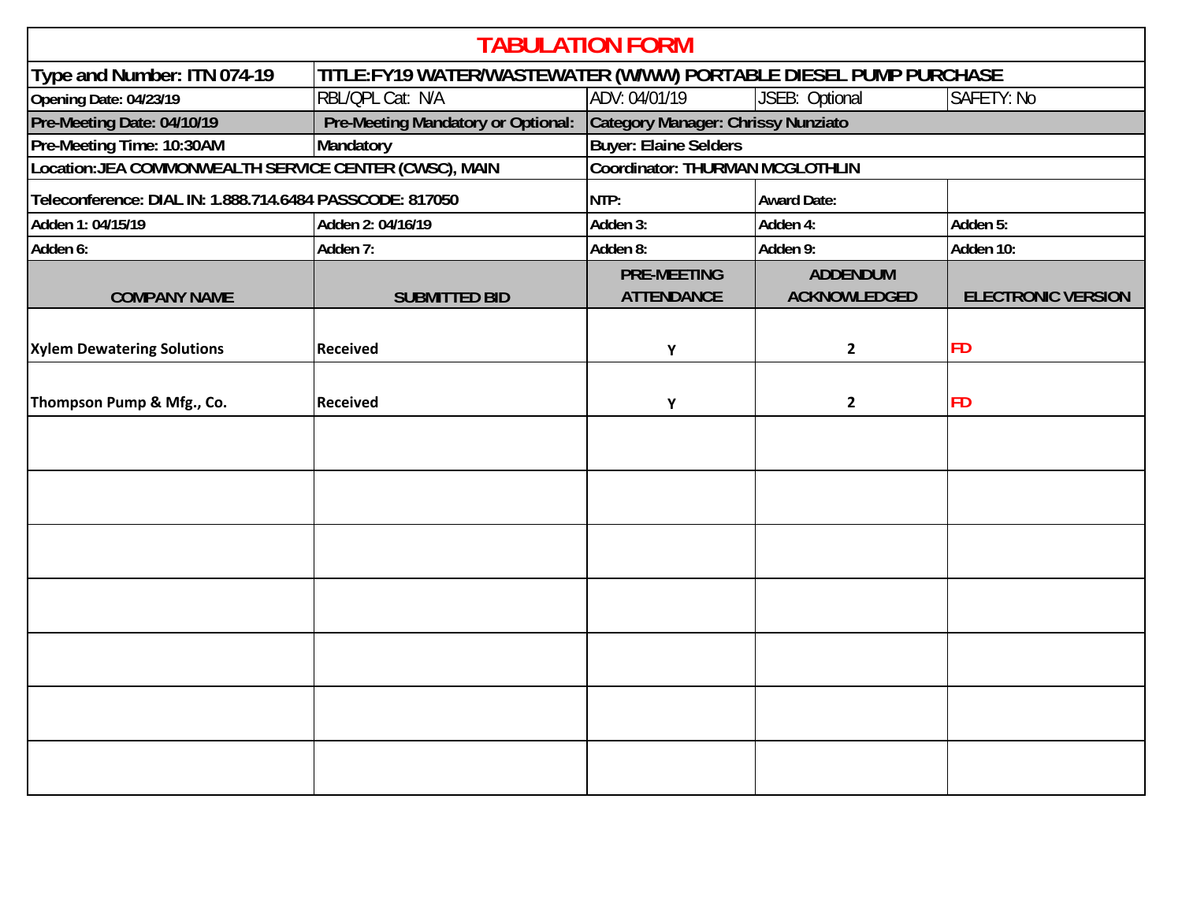# TABULATION FORM

| Type and Number: ITN 074-19 | TITLE:FY19 WATER/WASTEWATER (W/WW) PORTABLE DIESEL PUMP PURCHASE | | | |
|---|---|---|---|---|
| Opening Date: 04/23/19 | RBL/QPL Cat: N/A | ADV: 04/01/19 | JSEB: Optional | SAFETY: No |
| Pre-Meeting Date: 04/10/19 | Pre-Meeting Mandatory or Optional: | Category Manager: Chrissy Nunziato | | |
| Pre-Meeting Time: 10:30AM | Mandatory | Buyer: Elaine Selders | | |
| Location:JEA COMMONWEALTH SERVICE CENTER (CWSC), MAIN | | Coordinator: THURMAN MCGLOTHLIN | | |
| Teleconference: DIAL IN: 1.888.714.6484 PASSCODE: 817050 | | NTP: | Award Date: | |
| Adden 1: 04/15/19 | Adden 2: 04/16/19 | Adden 3: | Adden 4: | Adden 5: |
| Adden 6: | Adden 7: | Adden 8: | Adden 9: | Adden 10: |

| COMPANY NAME | SUBMITTED BID | PRE-MEETING ATTENDANCE | ADDENDUM ACKNOWLEDGED | ELECTRONIC VERSION |
|---|---|---|---|---|
| Xylem Dewatering Solutions | Received | Y | 2 | FD |
| Thompson Pump & Mfg., Co. | Received | Y | 2 | FD |
| | | | | |
| | | | | |
| | | | | |
| | | | | |
| | | | | |
| | | | | |
| | | | | |